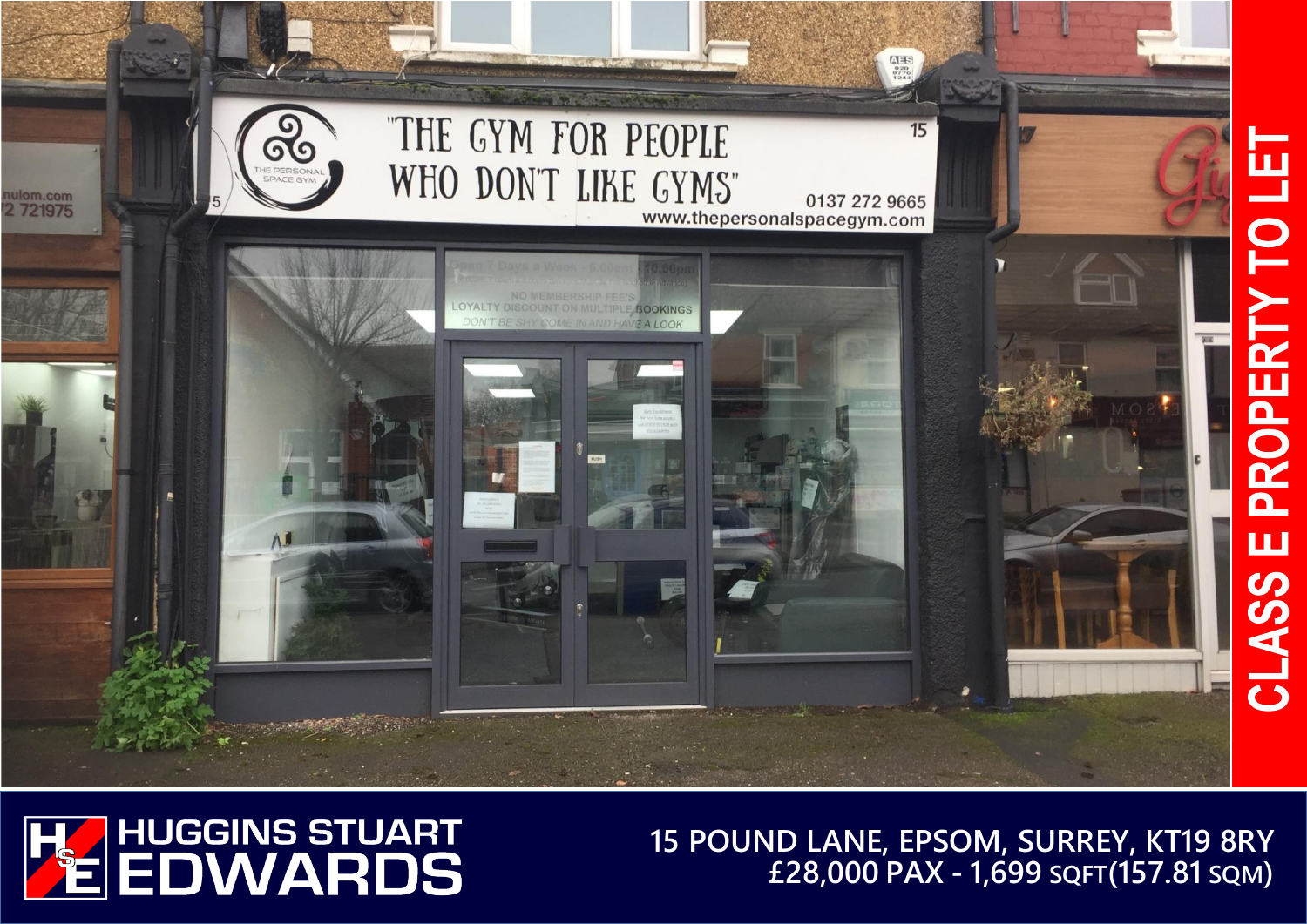# CLASS E PROPERTY TO LET

**HUGGINS STUART EDWARDS**

## 15 POUND LANE, EPSOM, SURREY, KT19 8RY

## £28,000 PAX - 1,699 SQFT(157.81 SQM)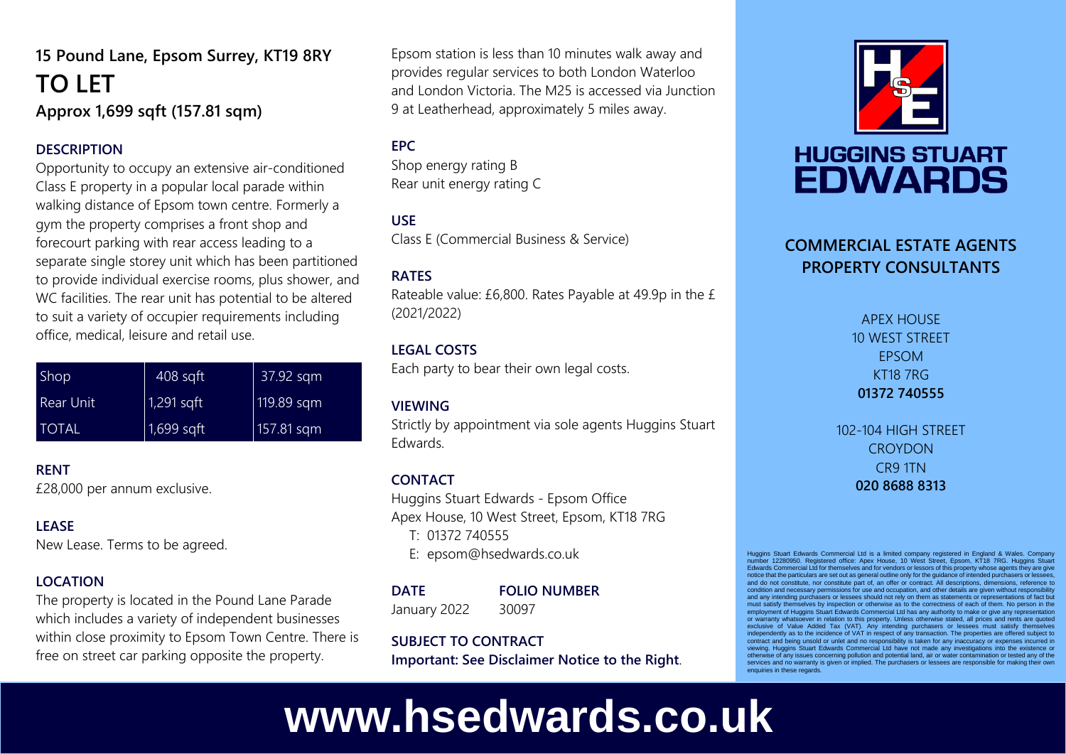# 15 Pound Lane, Epsom Surrey, KT19 8RY

## TO LET

**Approx 1,699 sqft (157.81 sqm)**

### DESCRIPTION

Opportunity to occupy an extensive air-conditioned Class E property in a popular local parade within walking distance of Epsom town centre. Formerly a gym the property comprises a front shop and forecourt parking with rear access leading to a separate single storey unit which has been partitioned to provide individual exercise rooms, plus shower, and WC facilities. The rear unit has potential to be altered to suit a variety of occupier requirements including office, medical, leisure and retail use.

| Shop | 408 sqft | 37.92 sqm |
|---|---|---|
| Rear Unit | 1,291 sqft | 119.89 sqm |
| TOTAL | 1,699 sqft | 157.81 sqm |

### RENT

£28,000 per annum exclusive.

### LEASE

New Lease. Terms to be agreed.

### LOCATION

The property is located in the Pound Lane Parade which includes a variety of independent businesses within close proximity to Epsom Town Centre. There is free on street car parking opposite the property.

Epsom station is less than 10 minutes walk away and provides regular services to both London Waterloo and London Victoria. The M25 is accessed via Junction 9 at Leatherhead, approximately 5 miles away.

### EPC

Shop energy rating B
Rear unit energy rating C

### USE

Class E (Commercial Business & Service)

### RATES

Rateable value: £6,800. Rates Payable at 49.9p in the £ (2021/2022)

### LEGAL COSTS

Each party to bear their own legal costs.

### VIEWING

Strictly by appointment via sole agents Huggins Stuart Edwards.

### CONTACT

Huggins Stuart Edwards - Epsom Office
Apex House, 10 West Street, Epsom, KT18 7RG
T: 01372 740555
E: epsom@hsedwards.co.uk

| DATE | FOLIO NUMBER |
|---|---|
| January 2022 | 30097 |

**SUBJECT TO CONTRACT**

**Important: See Disclaimer Notice to the Right**.

**HUGGINS STUART EDWARDS**

**COMMERCIAL ESTATE AGENTS PROPERTY CONSULTANTS**

APEX HOUSE
10 WEST STREET
EPSOM
KT18 7RG
**01372 740555**

102-104 HIGH STREET
CROYDON
CR9 1TN
**020 8688 8313**

Huggins Stuart Edwards Commercial Ltd is a limited company registered in England & Wales. Company number 12280950. Registered office: Apex House, 10 West Street, Epsom, KT18 7RG. Huggins Stuart Edwards Commercial Ltd for themselves and for vendors or lessors of this property whose agents they are give notice that the particulars are set out as general outline only for the guidance of intended purchasers or lessees, and do not constitute, nor constitute part of, an offer or contract. All descriptions, dimensions, reference to condition and necessary permissions for use and occupation, and other details are given without responsibility and any intending purchasers or lessees should not rely on them as statements or representations of fact but must satisfy themselves by inspection or otherwise as to the correctness of each of them. No person in the employment of Huggins Stuart Edwards Commercial Ltd has any authority to make or give any representation or warranty whatsoever in relation to this property. Unless otherwise stated, all prices and rents are quoted exclusive of Value Added Tax (VAT). Any intending purchasers or lessees must satisfy themselves independently as to the incidence of VAT in respect of any transaction. The properties are offered subject to contract and being unsold or unlet and no responsibility is taken for any inaccuracy or expenses incurred in viewing. Huggins Stuart Edwards Commercial Ltd have not made any investigations into the existence or otherwise of any issues concerning pollution and potential land, air or water contamination or tested any of the services and no warranty is given or implied. The purchasers or lessees are responsible for making their own enquiries in these regards.

**www.hsedwards.co.uk**